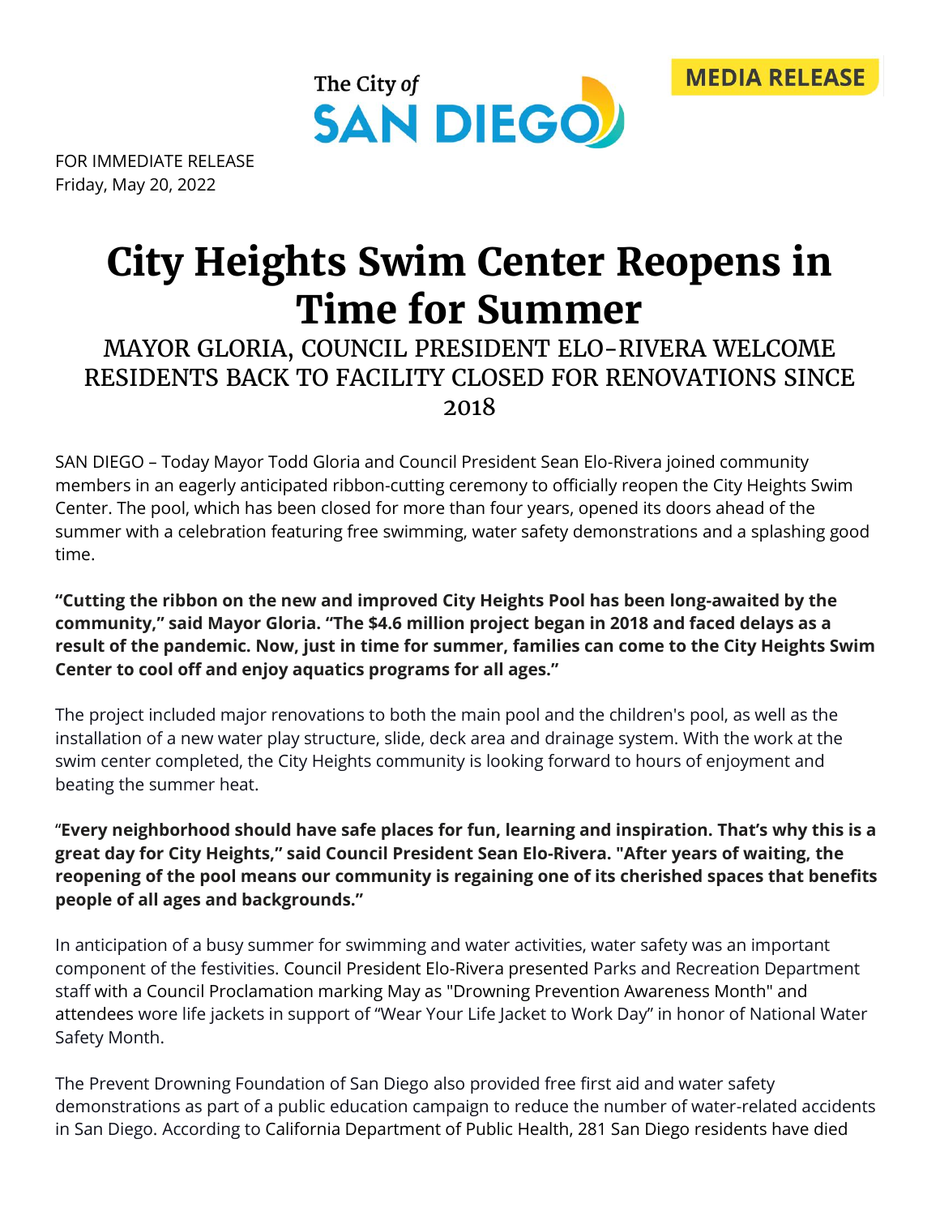The City of SAN DIEGO

MEDIA RELEASE

FOR IMMEDIATE RELEASE
Friday, May 20, 2022

# City Heights Swim Center Reopens in Time for Summer

## MAYOR GLORIA, COUNCIL PRESIDENT ELO-RIVERA WELCOME RESIDENTS BACK TO FACILITY CLOSED FOR RENOVATIONS SINCE 2018

SAN DIEGO – Today Mayor Todd Gloria and Council President Sean Elo-Rivera joined community members in an eagerly anticipated ribbon-cutting ceremony to officially reopen the City Heights Swim Center. The pool, which has been closed for more than four years, opened its doors ahead of the summer with a celebration featuring free swimming, water safety demonstrations and a splashing good time.

**"Cutting the ribbon on the new and improved City Heights Pool has been long-awaited by the community," said Mayor Gloria. "The $4.6 million project began in 2018 and faced delays as a result of the pandemic. Now, just in time for summer, families can come to the City Heights Swim Center to cool off and enjoy aquatics programs for all ages."**

The project included major renovations to both the main pool and the children's pool, as well as the installation of a new water play structure, slide, deck area and drainage system. With the work at the swim center completed, the City Heights community is looking forward to hours of enjoyment and beating the summer heat.

"**Every neighborhood should have safe places for fun, learning and inspiration. That's why this is a great day for City Heights," said Council President Sean Elo-Rivera. "After years of waiting, the reopening of the pool means our community is regaining one of its cherished spaces that benefits people of all ages and backgrounds."**

In anticipation of a busy summer for swimming and water activities, water safety was an important component of the festivities. Council President Elo-Rivera presented Parks and Recreation Department staff with a Council Proclamation marking May as "Drowning Prevention Awareness Month" and attendees wore life jackets in support of "Wear Your Life Jacket to Work Day" in honor of National Water Safety Month.

The Prevent Drowning Foundation of San Diego also provided free first aid and water safety demonstrations as part of a public education campaign to reduce the number of water-related accidents in San Diego. According to California Department of Public Health, 281 San Diego residents have died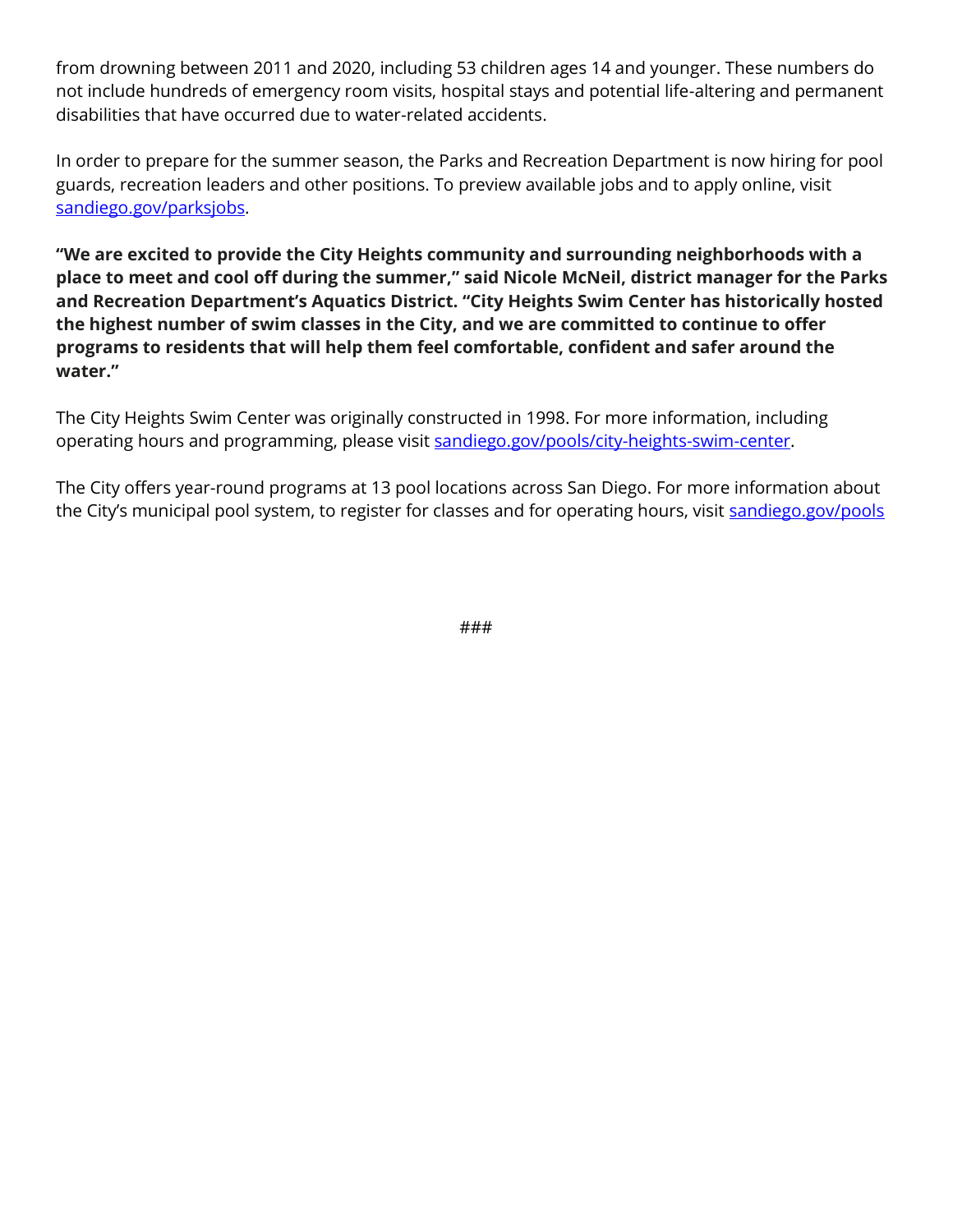from drowning between 2011 and 2020, including 53 children ages 14 and younger. These numbers do not include hundreds of emergency room visits, hospital stays and potential life-altering and permanent disabilities that have occurred due to water-related accidents.

In order to prepare for the summer season, the Parks and Recreation Department is now hiring for pool guards, recreation leaders and other positions. To preview available jobs and to apply online, visit [sandiego.gov/parksjobs](sandiego.gov/parksjobs).

**"We are excited to provide the City Heights community and surrounding neighborhoods with a place to meet and cool off during the summer," said Nicole McNeil, district manager for the Parks and Recreation Department's Aquatics District. "City Heights Swim Center has historically hosted the highest number of swim classes in the City, and we are committed to continue to offer programs to residents that will help them feel comfortable, confident and safer around the water."**

The City Heights Swim Center was originally constructed in 1998. For more information, including operating hours and programming, please visit [sandiego.gov/pools/city-heights-swim-center](sandiego.gov/pools/city-heights-swim-center).

The City offers year-round programs at 13 pool locations across San Diego. For more information about the City's municipal pool system, to register for classes and for operating hours, visit [sandiego.gov/pools](sandiego.gov/pools)

###